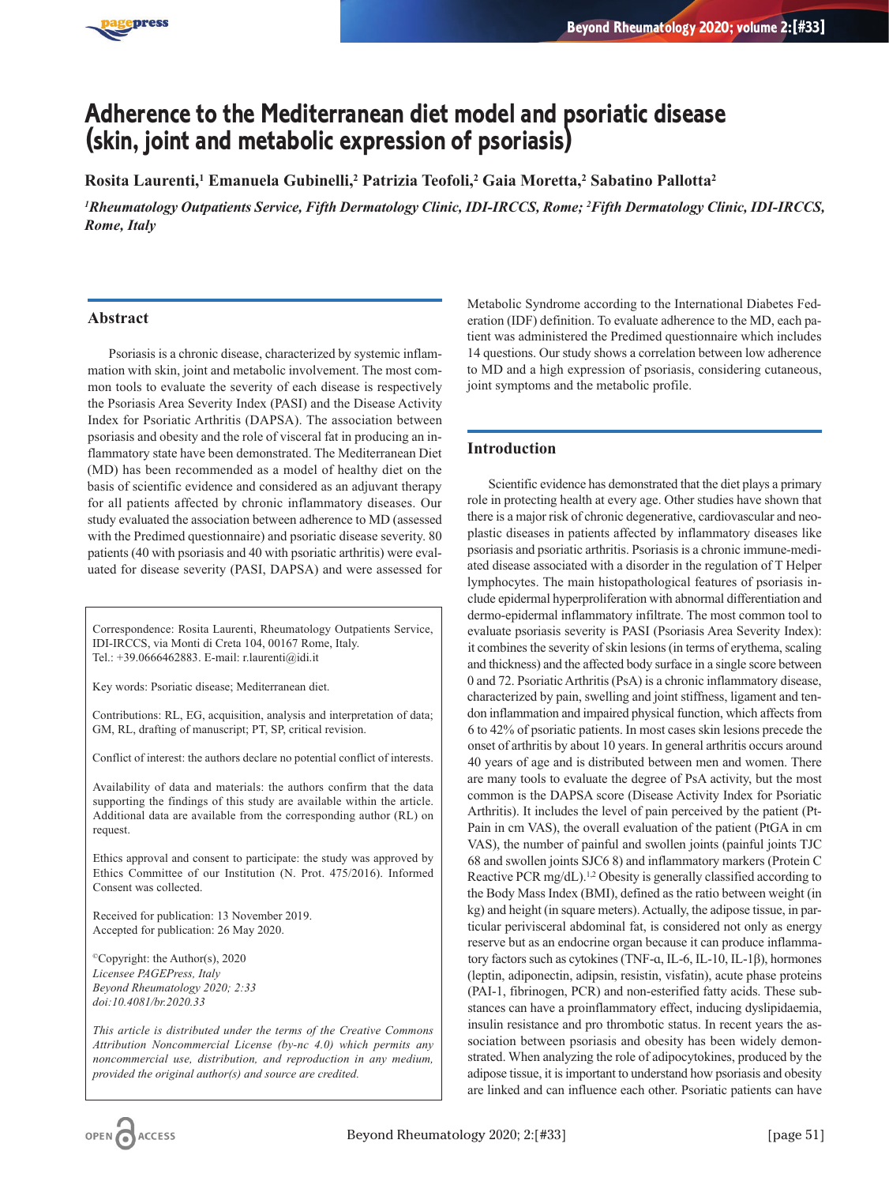# Adherence to the Mediterranean diet model and psoriatic disease (skin, joint and metabolic expression of psoriasis)

**Rosita Laurenti,[1] Emanuela Gubinelli,[2] Patrizia Teofoli,[2] Gaia Moretta,[2] Sabatino Pallotta[2]**

*[1]Rheumatology Outpatients Service, Fifth Dermatology Clinic, IDI-IRCCS, Rome; [2]Fifth Dermatology Clinic, IDI-IRCCS, Rome, Italy*

## Abstract

Psoriasis is a chronic disease, characterized by systemic inflammation with skin, joint and metabolic involvement. The most common tools to evaluate the severity of each disease is respectively the Psoriasis Area Severity Index (PASI) and the Disease Activity Index for Psoriatic Arthritis (DAPSA). The association between psoriasis and obesity and the role of visceral fat in producing an inflammatory state have been demonstrated. The Mediterranean Diet (MD) has been recommended as a model of healthy diet on the basis of scientific evidence and considered as an adjuvant therapy for all patients affected by chronic inflammatory diseases. Our study evaluated the association between adherence to MD (assessed with the Predimed questionnaire) and psoriatic disease severity. 80 patients (40 with psoriasis and 40 with psoriatic arthritis) were evaluated for disease severity (PASI, DAPSA) and were assessed for Metabolic Syndrome according to the International Diabetes Federation (IDF) definition. To evaluate adherence to the MD, each patient was administered the Predimed questionnaire which includes 14 questions. Our study shows a correlation between low adherence to MD and a high expression of psoriasis, considering cutaneous, joint symptoms and the metabolic profile.

Correspondence: Rosita Laurenti, Rheumatology Outpatients Service, IDI-IRCCS, via Monti di Creta 104, 00167 Rome, Italy. Tel.: +39.0666462883. E-mail: r.laurenti@idi.it

Key words: Psoriatic disease; Mediterranean diet.

Contributions: RL, EG, acquisition, analysis and interpretation of data; GM, RL, drafting of manuscript; PT, SP, critical revision.

Conflict of interest: the authors declare no potential conflict of interests.

Availability of data and materials: the authors confirm that the data supporting the findings of this study are available within the article. Additional data are available from the corresponding author (RL) on request.

Ethics approval and consent to participate: the study was approved by Ethics Committee of our Institution (N. Prot. 475/2016). Informed Consent was collected.

Received for publication: 13 November 2019.
Accepted for publication: 26 May 2020.

©Copyright: the Author(s), 2020
*Licensee PAGEPress, Italy*
*Beyond Rheumatology 2020; 2:33*
*doi:10.4081/br.2020.33*

*This article is distributed under the terms of the Creative Commons Attribution Noncommercial License (by-nc 4.0) which permits any noncommercial use, distribution, and reproduction in any medium, provided the original author(s) and source are credited.*

## Introduction

Scientific evidence has demonstrated that the diet plays a primary role in protecting health at every age. Other studies have shown that there is a major risk of chronic degenerative, cardiovascular and neoplastic diseases in patients affected by inflammatory diseases like psoriasis and psoriatic arthritis. Psoriasis is a chronic immune-mediated disease associated with a disorder in the regulation of T Helper lymphocytes. The main histopathological features of psoriasis include epidermal hyperproliferation with abnormal differentiation and dermo-epidermal inflammatory infiltrate. The most common tool to evaluate psoriasis severity is PASI (Psoriasis Area Severity Index): it combines the severity of skin lesions (in terms of erythema, scaling and thickness) and the affected body surface in a single score between 0 and 72. Psoriatic Arthritis (PsA) is a chronic inflammatory disease, characterized by pain, swelling and joint stiffness, ligament and tendon inflammation and impaired physical function, which affects from 6 to 42% of psoriatic patients. In most cases skin lesions precede the onset of arthritis by about 10 years. In general arthritis occurs around 40 years of age and is distributed between men and women. There are many tools to evaluate the degree of PsA activity, but the most common is the DAPSA score (Disease Activity Index for Psoriatic Arthritis). It includes the level of pain perceived by the patient (Pt-Pain in cm VAS), the overall evaluation of the patient (PtGA in cm VAS), the number of painful and swollen joints (painful joints TJC 68 and swollen joints SJC6 8) and inflammatory markers (Protein C Reactive PCR mg/dL).[1,2] Obesity is generally classified according to the Body Mass Index (BMI), defined as the ratio between weight (in kg) and height (in square meters). Actually, the adipose tissue, in particular perivisceral abdominal fat, is considered not only as energy reserve but as an endocrine organ because it can produce inflammatory factors such as cytokines (TNF-α, IL-6, IL-10, IL-1β), hormones (leptin, adiponectin, adipsin, resistin, visfatin), acute phase proteins (PAI-1, fibrinogen, PCR) and non-esterified fatty acids. These substances can have a proinflammatory effect, inducing dyslipidaemia, insulin resistance and pro thrombotic status. In recent years the association between psoriasis and obesity has been widely demonstrated. When analyzing the role of adipocytokines, produced by the adipose tissue, it is important to understand how psoriasis and obesity are linked and can influence each other. Psoriatic patients can have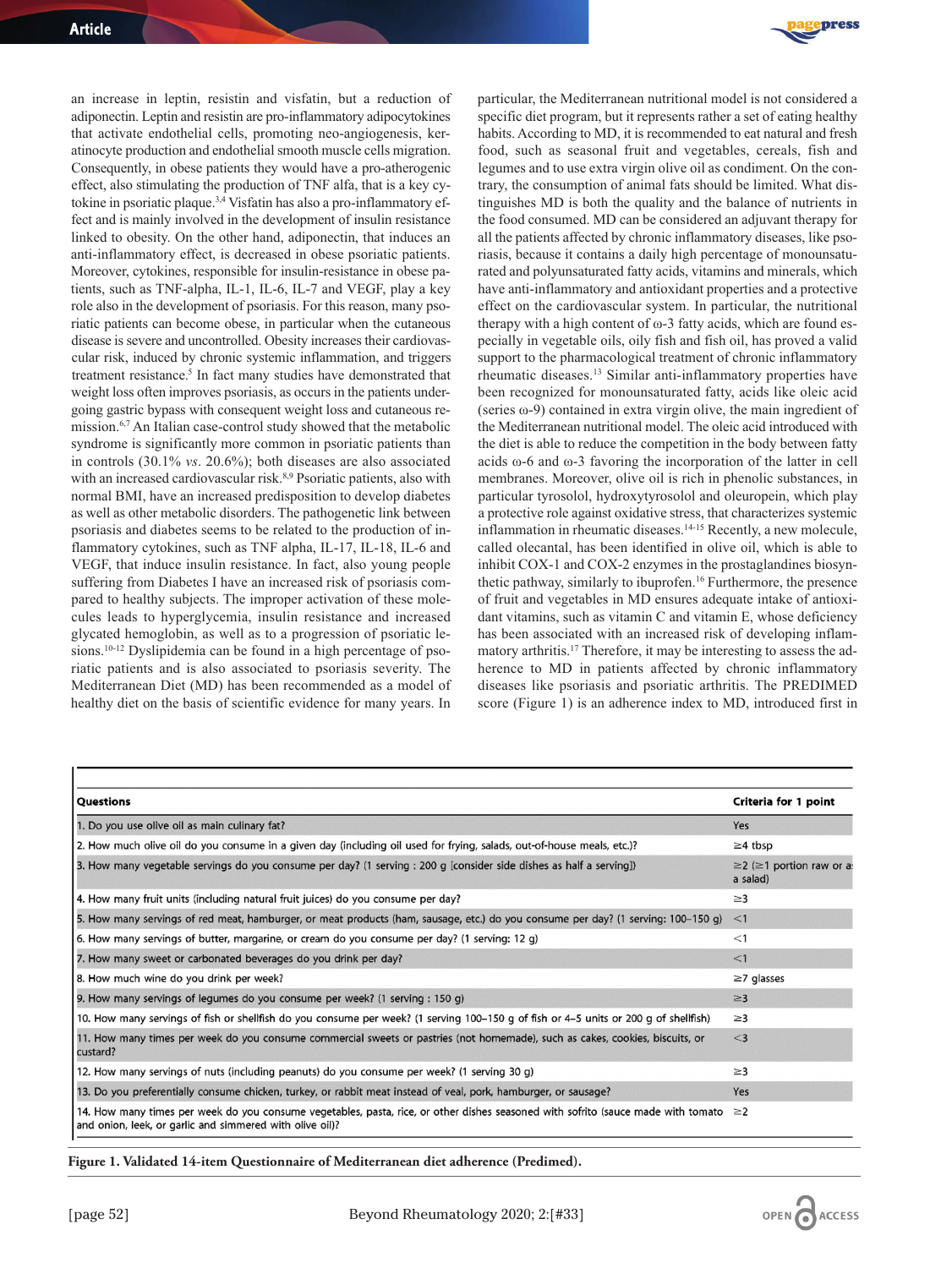an increase in leptin, resistin and visfatin, but a reduction of adiponectin. Leptin and resistin are pro-inflammatory adipocytokines that activate endothelial cells, promoting neo-angiogenesis, keratinocyte production and endothelial smooth muscle cells migration. Consequently, in obese patients they would have a pro-atherogenic effect, also stimulating the production of TNF alfa, that is a key cytokine in psoriatic plaque.[3,4] Visfatin has also a pro-inflammatory effect and is mainly involved in the development of insulin resistance linked to obesity. On the other hand, adiponectin, that induces an anti-inflammatory effect, is decreased in obese psoriatic patients. Moreover, cytokines, responsible for insulin-resistance in obese patients, such as TNF-alpha, IL-1, IL-6, IL-7 and VEGF, play a key role also in the development of psoriasis. For this reason, many psoriatic patients can become obese, in particular when the cutaneous disease is severe and uncontroled. Obesity increases their cardiovascular risk, induced by chronic systemic inflammation, and triggers treatment resistance.[5] In fact many studies have demonstrated that weight loss often improves psoriasis, as occurs in the patients undergoing gastric bypass with consequent weight loss and cutaneous remission.[6,7] An Italian case-control study showed that the metabolic syndrome is significantly more common in psoriatic patients than in controls (30.1% *vs*. 20.6%); both diseases are also associated with an increased cardiovascular risk.[8,9] Psoriatic patients, also with normal BMI, have an increased predisposition to develop diabetes as well as other metabolic disorders. The pathogenetic link between psoriasis and diabetes seems to be related to the production of inflammatory cytokines, such as TNF alpha, IL-17, IL-18, IL-6 and VEGF, that induce insulin resistance. In fact, also young people suffering from Diabetes I have an increased risk of psoriasis compared to healthy subjects. The improper activation of these molecules leads to hyperglycemia, insulin resistance and increased glycated hemoglobin, as well as to a progression of psoriatic lesions.[10-12] Dyslipidemia can be found in a high percentage of psoriatic patients and is also associated to psoriasis severity. The Mediterranean Diet (MD) has been recommended as a model of healthy diet on the basis of scientific evidence for many years. In particular, the Mediterranean nutritional model is not considered a specific diet program, but it represents rather a set of eating healthy habits. According to MD, it is recommended to eat natural and fresh food, such as seasonal fruit and vegetables, cereals, fish and legumes and to use extra virgin olive oil as condiment. On the contrary, the consumption of animal fats should be limited. What distinguishes MD is both the quality and the balance of nutrients in the food consumed. MD can be considered an adjuvant therapy for all the patients affected by chronic inflammatory diseases, like psoriasis, because it contains a daily high percentage of monounsaturated and polyunsaturated fatty acids, vitamins and minerals, which have anti-inflammatory and antioxidant properties and a protective effect on the cardiovascular system. In particular, the nutritional therapy with a high content of $\omega$-3 fatty acids, which are found especially in vegetable oils, oily fish and fish oil, has proved a valid support to the pharmacological treatment of chronic inflammatory rheumatic diseases.[13] Similar anti-inflammatory properties have been recognized for monounsaturated fatty, acids like oleic acid (series $\omega$-9) contained in extra virgin olive, the main ingredient of the Mediterranean nutritional model. The oleic acid introduced with the diet is able to reduce the competition in the body between fatty acids $\omega$-6 and $\omega$-3 favoring the incorporation of the latter in cell membranes. Moreover, olive oil is rich in phenolic substances, in particular tyrosolol, hydroxytyrosolol and oleuropein, which play a protective role against oxidative stress, that characterizes systemic inflammation in rheumatic diseases.[14-15] Recently, a new molecule, called olecantal, has been identified in olive oil, which is able to inhibit COX-1 and COX-2 enzymes in the prostaglandines biosynthetic pathway, similarly to ibuprofen.[16] Furthermore, the presence of fruit and vegetables in MD ensures adequate intake of antioxidant vitamins, such as vitamin C and vitamin E, whose deficiency has been associated with an increased risk of developing inflammatory arthritis.[17] Therefore, it may be interesting to assess the adherence to MD in patients affected by chronic inflammatory diseases like psoriasis and psoriatic arthritis. The PREDIMED score (Figure 1) is an adherence index to MD, introduced first in

| Questions | Criteria for 1 point |
|---|---|
| 1. Do you use olive oil as main culinary fat? | Yes |
| 2. How much olive oil do you consume in a given day (including oil used for frying, salads, out-of-house meals, etc.)? | ≥4 tbsp |
| 3. How many vegetable servings do you consume per day? (1 serving : 200 g [consider side dishes as half a serving]) | ≥2 (≥1 portion raw or as a salad) |
| 4. How many fruit units (including natural fruit juices) do you consume per day? | ≥3 |
| 5. How many servings of red meat, hamburger, or meat products (ham, sausage, etc.) do you consume per day? (1 serving: 100–150 g) | <1 |
| 6. How many servings of butter, margarine, or cream do you consume per day? (1 serving: 12 g) | <1 |
| 7. How many sweet or carbonated beverages do you drink per day? | <1 |
| 8. How much wine do you drink per week? | ≥7 glasses |
| 9. How many servings of legumes do you consume per week? (1 serving : 150 g) | ≥3 |
| 10. How many servings of fish or shellfish do you consume per week? (1 serving 100–150 g of fish or 4–5 units or 200 g of shellfish) | ≥3 |
| 11. How many times per week do you consume commercial sweets or pastries (not homemade), such as cakes, cookies, biscuits, or custard? | <3 |
| 12. How many servings of nuts (including peanuts) do you consume per week? (1 serving 30 g) | ≥3 |
| 13. Do you preferentially consume chicken, turkey, or rabbit meat instead of veal, pork, hamburger, or sausage? | Yes |
| 14. How many times per week do you consume vegetables, pasta, rice, or other dishes seasoned with sofrito (sauce made with tomato and onion, leek, or garlic and simmered with olive oil)? | ≥2 |

**Figure 1. Validated 14-item Questionnaire of Mediterranean diet adherence (Predimed).**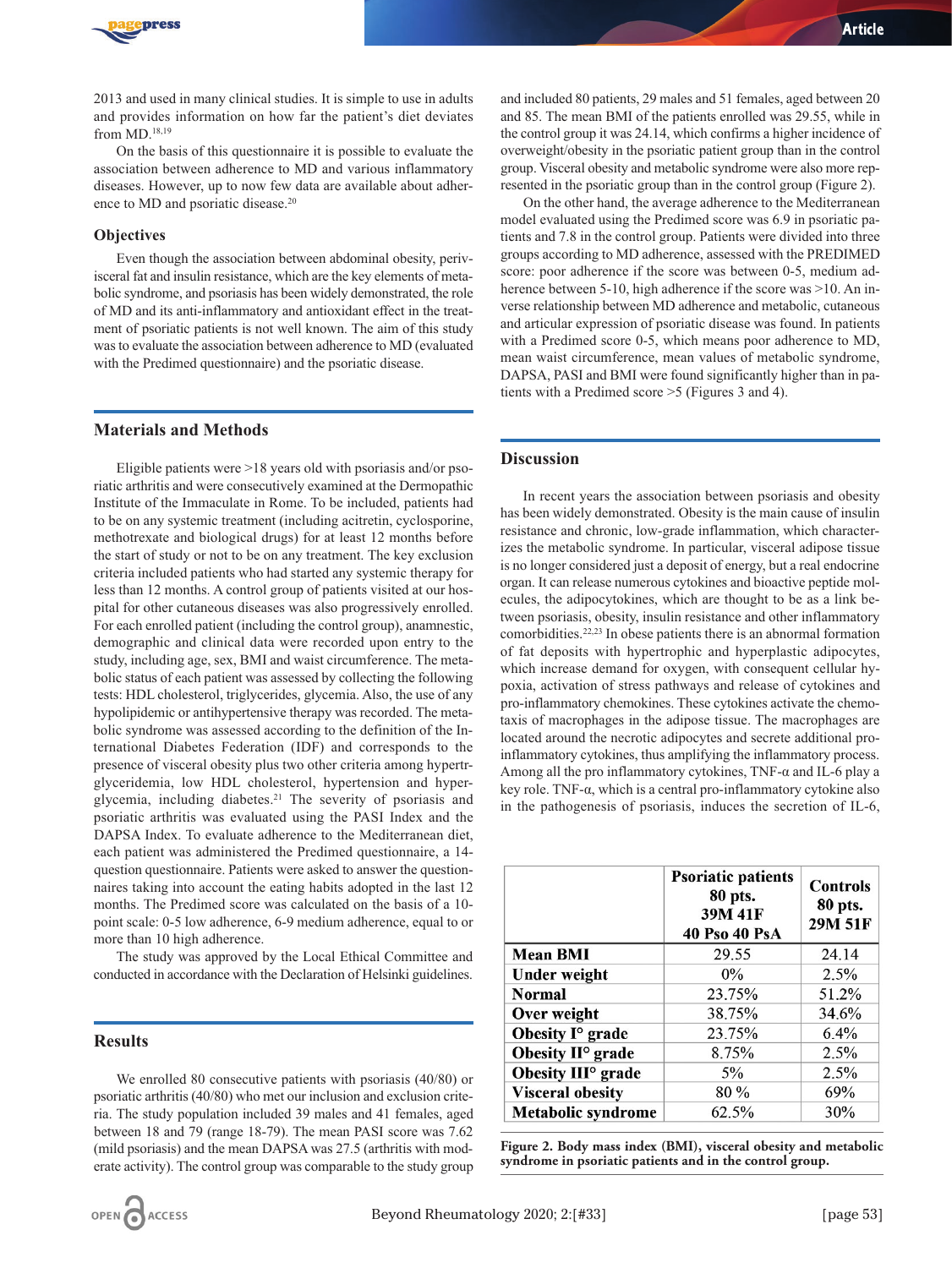2013 and used in many clinical studies. It is simple to use in adults and provides information on how far the patient's diet deviates from MD.[18,19]

On the basis of this questionnaire it is possible to evaluate the association between adherence to MD and various inflammatory diseases. However, up to now few data are available about adherence to MD and psoriatic disease.[20]

### Objectives

Even though the association between abdominal obesity, perivisceral fat and insulin resistance, which are the key elements of metabolic syndrome, and psoriasis has been widely demonstrated, the role of MD and its anti-inflammatory and antioxidant effect in the treatment of psoriatic patients is not well known. The aim of this study was to evaluate the association between adherence to MD (evaluated with the Predimed questionnaire) and the psoriatic disease.

## Materials and Methods

Eligible patients were >18 years old with psoriasis and/or psoriatic arthritis and were consecutively examined at the Dermopathic Institute of the Immacuale in Rome. To be included, patients had to be on any systemic treatment (including acitretin, cyclosporine, methotrexate and biological drugs) for at least 12 months before the start of study or not to be on any treatment. The key exclusion criteria included patients who had started any systemic therapy for less than 12 months. A control group of patients visited at our hospital for other cutaneous diseases was also progressively enrolled. For each enrolled patient (including the control group), anamnestic, demographic and clinical data were recorded upon entry to the study, including age, sex, BMI and waist circumference. The metabolic status of each patient was assessed by collecting the following tests: HDL cholesterol, triglycerides, glycemia. Also, the use of any hypolipidemic or antihypertensive therapy was recorded. The metabolic syndrome was assessed according to the definition of the International Diabetes Federation (IDF) and corresponds to the presence of visceral obesity plus two other criteria among hypertrglyceridemia, low HDL cholesterol, hypertension and hyperglycemia, including diabetes.[21] The severity of psoriasis and psoriatic arthritis was evaluated using the PASI Index and the DAPSA Index. To evaluate adherence to the Mediterranean diet, each patient was administered the Predimed questionnaire, a 14-question questionnaire. Patients were asked to answer the questionnaires taking into account the eating habits adopted in the last 12 months. The Predimed score was calculated on the basis of a 10-point scale: 0-5 low adherence, 6-9 medium adherence, equal to or more than 10 high adherence.

The study was approved by the Local Ethical Committee and conducted in accordance with the Declaration of Helsinki guidelines.

## Results

We enrolled 80 consecutive patients with psoriasis (40/80) or psoriatic arthritis (40/80) who met our inclusion and exclusion criteria. The study population included 39 males and 41 females, aged between 18 and 79 (range 18-79). The mean PASI score was 7.62 (mild psoriasis) and the mean DAPSA was 27.5 (arthritis with moderate activity). The control group was comparable to the study group and included 80 patients, 29 males and 51 females, aged between 20 and 85. The mean BMI of the patients enrolled was 29.55, while in the control group it was 24.14, which confirms a higher incidence of overweight/obesity in the psoriatic patient group than in the control group. Visceral obesity and metabolic syndrome were also more represented in the psoriatic group than in the control group (Figure 2).

On the other hand, the average adherence to the Mediterranean model evaluated using the Predimed score was 6.9 in psoriatic patients and 7.8 in the control group. Patients were divided into three groups according to MD adherence, assessed with the PREDIMED score: poor adherence if the score was between 0-5, medium adherence between 5-10, high adherence if the score was >10. An inverse relationship between MD adherence and metabolic, cutaneous and articular expression of psoriatic disease was found. In patients with a Predimed score 0-5, which means poor adherence to MD, mean waist circumference, mean values of metabolic syndrome, DAPSA, PASI and BMI were found significantly higher than in patients with a Predimed score >5 (Figures 3 and 4).

## Discussion

In recent years the association between psoriasis and obesity has been widely demonstrated. Obesity is the main cause of insulin resistance and chronic, low-grade inflammation, which characterizes the metabolic syndrome. In particular, visceral adipose tissue is no longer considered just a deposit of energy, but a real endocrine organ. It can release numerous cytokines and bioactive peptide molecules, the adipocytokines, which are thought to be as a link between psoriasis, obesity, insulin resistance and other inflammatory comorbidities.[22,23] In obese patients there is an abnormal formation of fat deposits with hypertrophic and hyperplastic adipocytes, which increase demand for oxygen, with consequent cellular hypoxia, activation of stress pathways and release of cytokines and pro-inflammatory chemokines. These cytokines activate the chemotaxis of macrophages in the adipose tissue. The macrophages are located around the necrotic adipocytes and secrete additional pro-inflammatory cytokines, thus amplifying the inflammatory process. Among all the pro inflammatory cytokines, TNF-α and IL-6 play a key role. TNF-α, which is a central pro-inflammatory cytokine also in the pathogenesis of psoriasis, induces the secretion of IL-6,

| | Psoriatic patients 80 pts. 39M 41F 40 Pso 40 PsA | Controls 80 pts. 29M 51F |
|---|---|---|
| **Mean BMI** | 29.55 | 24.14 |
| **Under weight** | 0% | 2.5% |
| **Normal** | 23.75% | 51.2% |
| **Over weight** | 38.75% | 34.6% |
| **Obesity I° grade** | 23.75% | 6.4% |
| **Obesity II° grade** | 8.75% | 2.5% |
| **Obesity III° grade** | 5% | 2.5% |
| **Visceral obesity** | 80 % | 69% |
| **Metabolic syndrome** | 62.5% | 30% |

**Figure 2. Body mass index (BMI), visceral obesity and metabolic syndrome in psoriatic patients and in the control group.**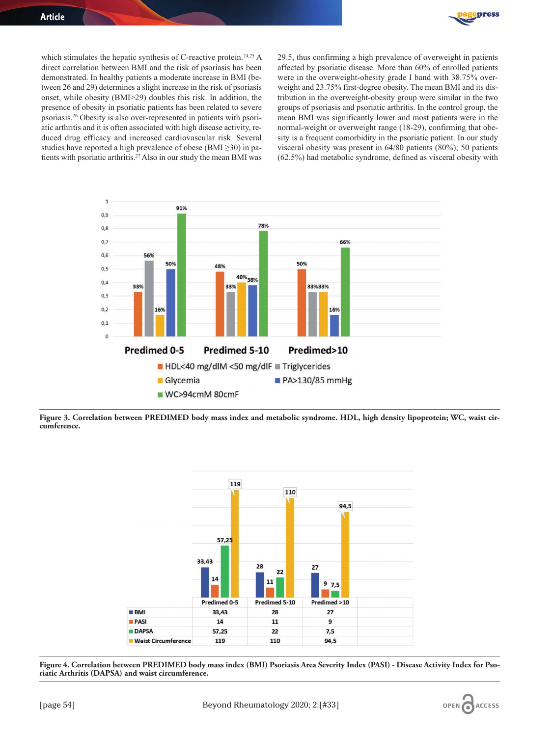which stimulates the hepatic synthesis of C-reactive protein.[24,25] A direct correlation between BMI and the risk of psoriasis has been demonstrated. In healthy patients a moderate increase in BMI (between 26 and 29) determines a slight increase in the risk of psoriasis onset, while obesity (BMI>29) doubles this risk. In addition, the presence of obesity in psoriatic patients has been related to severe psoriasis.[26] Obesity is also over-represented in patients with psoriatic arthritis and it is often associated with high disease activity, reduced drug efficacy and increased cardiovascular risk. Several studies have reported a high prevalence of obese (BMI ≥30) in patients with psoriatic arthritis.[27] Also in our study the mean BMI was 29.5, thus confirming a high prevalence of overweight in patients affected by psoriatic disease. More than 60% of enrolled patients were in the overweight-obesity grade I band with 38.75% overweight and 23.75% first-degree obesity. The mean BMI and its distribution in the overweight-obesity group were similar in the two groups of psoriasis and psoriatic arthritis. In the control group, the mean BMI was significantly lower and most patients were in the normal-weight or overweight range (18-29), confirming that obesity is a frequent comorbidity in the psoriatic patient. In our study visceral obesity was present in 64/80 patients (80%); 50 patients (62.5%) had metabolic syndrome, defined as visceral obesity with

**Figure 3. Correlation between PREDIMED body mass index and metabolic syndrome. HDL, high density lipoprotein; WC, waist circumference.**

| | Predimed 0-5 | Predimed 5-10 | Predimed >10 |
|---|---|---|---|
| BMI | 33,43 | 28 | 27 |
| PASI | 14 | 11 | 9 |
| DAPSA | 57,25 | 22 | 7,5 |
| Waist Circumference | 119 | 110 | 94,5 |

**Figure 4. Correlation between PREDIMED body mass index (BMI) Psoriasis Area Severity Index (PASI) - Disease Activity Index for Psoriatic Arthritis (DAPSA) and waist circumference.**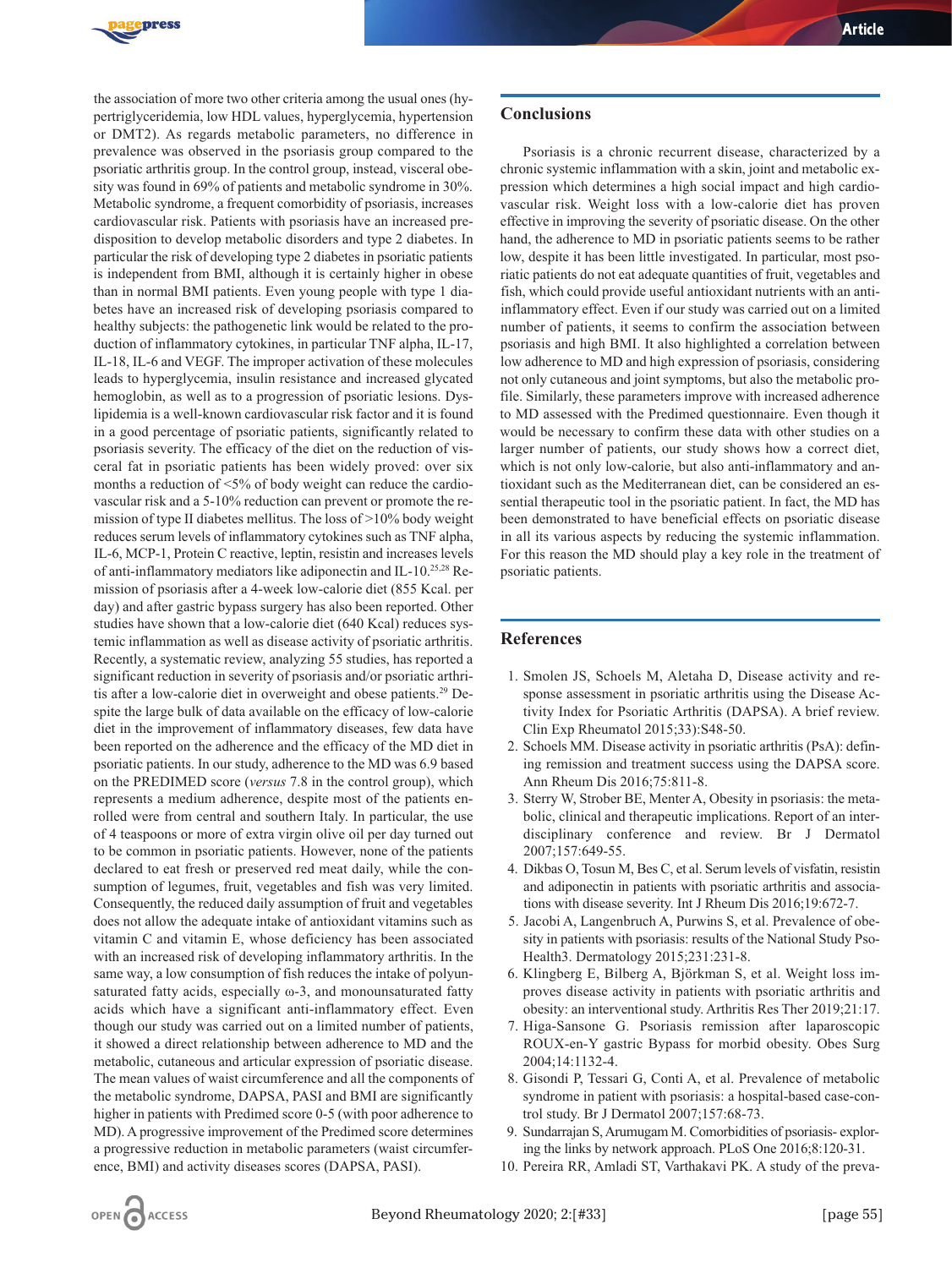the association of more two other criteria among the usual ones (hypertriglyceridemia, low HDL values, hyperglycemia, hypertension or DMT2). As regards metabolic parameters, no difference in prevalence was observed in the psoriasis group compared to the psoriatic arthritis group. In the control group, instead, visceral obesity was found in 69% of patients and metabolic syndrome in 30%. Metabolic syndrome, a frequent comorbidity of psoriasis, increases cardiovascular risk. Patients with psoriasis have an increased predisposition to develop metabolic disorders and type 2 diabetes. In particular the risk of developing type 2 diabetes in psoriatic patients is independent from BMI, although it is certainly higher in obese than in normal BMI patients. Even young people with type 1 diabetes have an increased risk of developing psoriasis compared to healthy subjects: the pathogenetic link would be related to the production of inflammatory cytokines, in particular TNF alpha, IL-17, IL-18, IL-6 and VEGF. The improper activation of these molecules leads to hyperglycemia, insulin resistance and increased glycated hemoglobin, as well as to a progression of psoriatic lesions. Dyslipidemia is a well-known cardiovascular risk factor and it is found in a good percentage of psoriatic patients, significantly related to psoriasis severity. The efficacy of the diet on the reduction of visceral fat in psoriatic patients has been widely proved: over six months a reduction of <5% of body weight can reduce the cardiovascular risk and a 5-10% reduction can prevent or promote the remission of type II diabetes mellitus. The loss of >10% body weight reduces serum levels of inflammatory cytokines such as TNF alpha, IL-6, MCP-1, Protein C reactive, leptin, resistin and increases levels of anti-inflammatory mediators like adiponectin and IL-10.[25,28] Remission of psoriasis after a 4-week low-calorie diet (855 Kcal. per day) and after gastric bypass surgery has also been reported. Other studies have shown that a low-calorie diet (640 Kcal) reduces systemic inflammation as well as disease activity of psoriatic arthritis. Recently, a systematic review, analyzing 55 studies, has reported a significant reduction in severity of psoriasis and/or psoriatic arthritis after a low-calorie diet in overweight and obese patients.[29] Despite the large bulk of data available on the efficacy of low-calorie diet in the improvement of inflammatory diseases, few data have been reported on the adherence and the efficacy of the MD diet in psoriatic patients. In our study, adherence to the MD was 6.9 based on the PREDIMED score (*versus* 7.8 in the control group), which represents a medium adherence, despite most of the patients enrolled were from central and southern Italy. In particular, the use of 4 teaspoons or more of extra virgin olive oil per day turned out to be common in psoriatic patients. However, none of the patients declared to eat fresh or preserved red meat daily, while the consumption of legumes, fruit, vegetables and fish was very limited. Consequently, the reduced daily assumption of fruit and vegetables does not allow the adequate intake of antioxidant vitamins such as vitamin C and vitamin E, whose deficiency has been associated with an increased risk of developing inflammatory arthritis. In the same way, a low consumption of fish reduces the intake of polyunsaturated fatty acids, especially $\omega$-3, and monounsaturated fatty acids which have a significant anti-inflammatory effect. Even though our study was carried out on a limited number of patients, it showed a direct relationship between adherence to MD and the metabolic, cutaneous and articular expression of psoriatic disease. The mean values of waist circumference and all the components of the metabolic syndrome, DAPSA, PASI and BMI are significantly higher in patients with Predimed score 0-5 (with poor adherence to MD). A progressive improvement of the Predimed score determines a progressive reduction in metabolic parameters (waist circumference, BMI) and activity diseases scores (DAPSA, PASI).

## Conclusions

Psoriasis is a chronic recurrent disease, characterized by a chronic systemic inflammation with a skin, joint and metabolic expression which determines a high social impact and high cardiovascular risk. Weight loss with a low-calorie diet has proven effective in improving the severity of psoriatic disease. On the other hand, the adherence to MD in psoriatic patients seems to be rather low, despite it has been little investigated. In particular, most psoriatic patients do not eat adequate quantities of fruit, vegetables and fish, which could provide useful antioxidant nutrients with an anti-inflammatory effect. Even if our study was carried out on a limited number of patients, it seems to confirm the association between psoriasis and high BMI. It also highlighted a correlation between low adherence to MD and high expression of psoriasis, considering not only cutaneous and joint symptoms, but also the metabolic profile. Similarly, these parameters improve with increased adherence to MD assessed with the Predimed questionnaire. Even though it would be necessary to confirm these data with other studies on a larger number of patients, our study shows how a correct diet, which is not only low-calorie, but also anti-inflammatory and antioxidant such as the Mediterranean diet, can be considered an essential therapeutic tool in the psoriatic patient. In fact, the MD has been demonstrated to have beneficial effects on psoriatic disease in all its various aspects by reducing the systemic inflammation. For this reason the MD should play a key role in the treatment of psoriatic patients.

## References

1. Smolen JS, Schoels M, Aletaha D, Disease activity and response assessment in psoriatic arthritis using the Disease Activity Index for Psoriatic Arthritis (DAPSA). A brief review. Clin Exp Rheumatol 2015;33):S48-50.
2. Schoels MM. Disease activity in psoriatic arthritis (PsA): defining remission and treatment success using the DAPSA score. Ann Rheum Dis 2016;75:811-8.
3. Sterry W, Strober BE, Menter A, Obesity in psoriasis: the metabolic, clinical and therapeutic implications. Report of an interdisciplinary conference and review. Br J Dermatol 2007;157:649-55.
4. Dikbas O, Tosun M, Bes C, et al. Serum levels of visfatin, resistin and adiponectin in patients with psoriatic arthritis and associations with disease severity. Int J Rheum Dis 2016;19:672-7.
5. Jacobi A, Langenbruch A, Purwins S, et al. Prevalence of obesity in patients with psoriasis: results of the National Study PsoHealth3. Dermatology 2015;231:231-8.
6. Klingberg E, Bilberg A, Björkman S, et al. Weight loss improves disease activity in patients with psoriatic arthritis and obesity: an interventional study. Arthritis Res Ther 2019;21:17.
7. Higa-Sansone G. Psoriasis remission after laparoscopic ROUX-en-Y gastric Bypass for morbid obesity. Obes Surg 2004;14:1132-4.
8. Gisondi P, Tessari G, Conti A, et al. Prevalence of metabolic syndrome in patient with psoriasis: a hospital-based case-control study. Br J Dermatol 2007;157:68-73.
9. Sundarrajan S, Arumugam M. Comorbidities of psoriasis- exploring the links by network approach. PLoS One 2016;8:120-31.
10. Pereira RR, Amladi ST, Varthakavi PK. A study of the preva-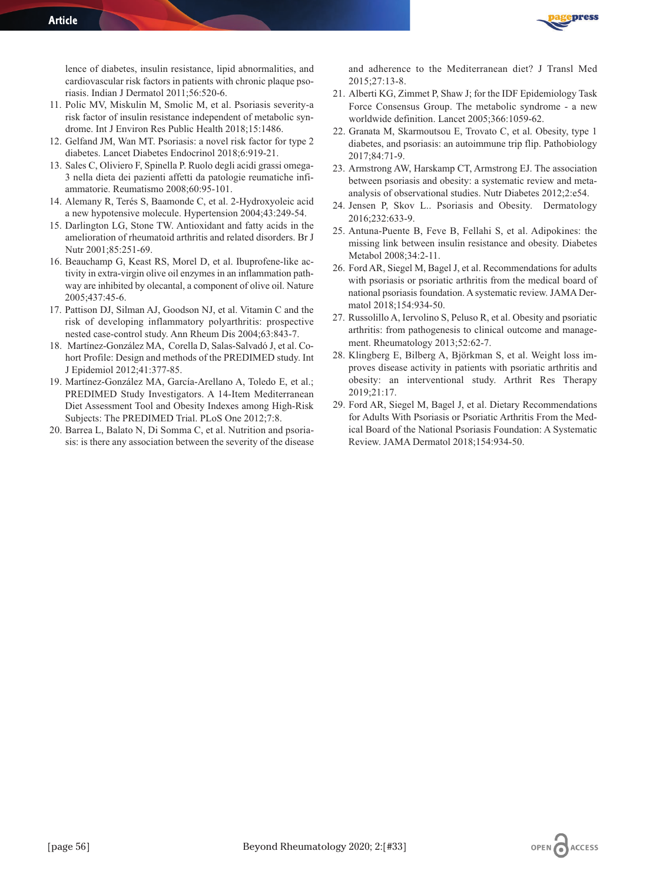lence of diabetes, insulin resistance, lipid abnormalities, and cardiovascular risk factors in patients with chronic plaque psoriasis. Indian J Dermatol 2011;56:520-6.

11. Polic MV, Miskulin M, Smolic M, et al. Psoriasis severity-a risk factor of insulin resistance independent of metabolic syndrome. Int J Environ Res Public Health 2018;15:1486.
12. Gelfand JM, Wan MT. Psoriasis: a novel risk factor for type 2 diabetes. Lancet Diabetes Endocrinol 2018;6:919-21.
13. Sales C, Oliviero F, Spinella P. Ruolo degli acidi grassi omega-3 nella dieta dei pazienti affetti da patologie reumatiche infiammatorie. Reumatismo 2008;60:95-101.
14. Alemany R, Terés S, Baamonde C, et al. 2-Hydroxyoleic acid a new hypotensive molecule. Hypertension 2004;43:249-54.
15. Darlington LG, Stone TW. Antioxidant and fatty acids in the amelioration of rheumatoid arthritis and related disorders. Br J Nutr 2001;85:251-69.
16. Beauchamp G, Keast RS, Morel D, et al. Ibuprofene-like activity in extra-virgin olive oil enzymes in an inflammation pathway are inhibited by olecantal, a component of olive oil. Nature 2005;437:45-6.
17. Pattison DJ, Silman AJ, Goodson NJ, et al. Vitamin C and the risk of developing inflammatory polyarthritis: prospective nested case-control study. Ann Rheum Dis 2004;63:843-7.
18. Martínez-González MA, Corella D, Salas-Salvadó J, et al. Cohort Profile: Design and methods of the PREDIMED study. Int J Epidemiol 2012;41:377-85.
19. Martínez-González MA, García-Arellano A, Toledo E, et al.; PREDIMED Study Investigators. A 14-Item Mediterranean Diet Assessment Tool and Obesity Indexes among High-Risk Subjects: The PREDIMED Trial. PLoS One 2012;7:8.
20. Barrea L, Balato N, Di Somma C, et al. Nutrition and psoriasis: is there any association between the severity of the disease and adherence to the Mediterranean diet? J Transl Med 2015;27:13-8.
21. Alberti KG, Zimmet P, Shaw J; for the IDF Epidemiology Task Force Consensus Group. The metabolic syndrome - a new worldwide definition. Lancet 2005;366:1059-62.
22. Granata M, Skarmoutsou E, Trovato C, et al. Obesity, type 1 diabetes, and psoriasis: an autoimmune trip flip. Pathobiology 2017;84:71-9.
23. Armstrong AW, Harskamp CT, Armstrong EJ. The association between psoriasis and obesity: a systematic review and meta-analysis of observational studies. Nutr Diabetes 2012;2:e54.
24. Jensen P, Skov L.. Psoriasis and Obesity. Dermatology 2016;232:633-9.
25. Antuna-Puente B, Feve B, Fellahi S, et al. Adipokines: the missing link between insulin resistance and obesity. Diabetes Metabol 2008;34:2-11.
26. Ford AR, Siegel M, Bagel J, et al. Recommendations for adults with psoriasis or psoriatic arthritis from the medical board of national psoriasis foundation. A systematic review. JAMA Dermatol 2018;154:934-50.
27. Russolillo A, Iervolino S, Peluso R, et al. Obesity and psoriatic arthritis: from pathogenesis to clinical outcome and management. Rheumatology 2013;52:62-7.
28. Klingberg E, Bilberg A, Björkman S, et al. Weight loss improves disease activity in patients with psoriatic arthritis and obesity: an interventional study. Arthrit Res Therapy 2019;21:17.
29. Ford AR, Siegel M, Bagel J, et al. Dietary Recommendations for Adults With Psoriasis or Psoriatic Arthritis From the Medical Board of the National Psoriasis Foundation: A Systematic Review. JAMA Dermatol 2018;154:934-50.